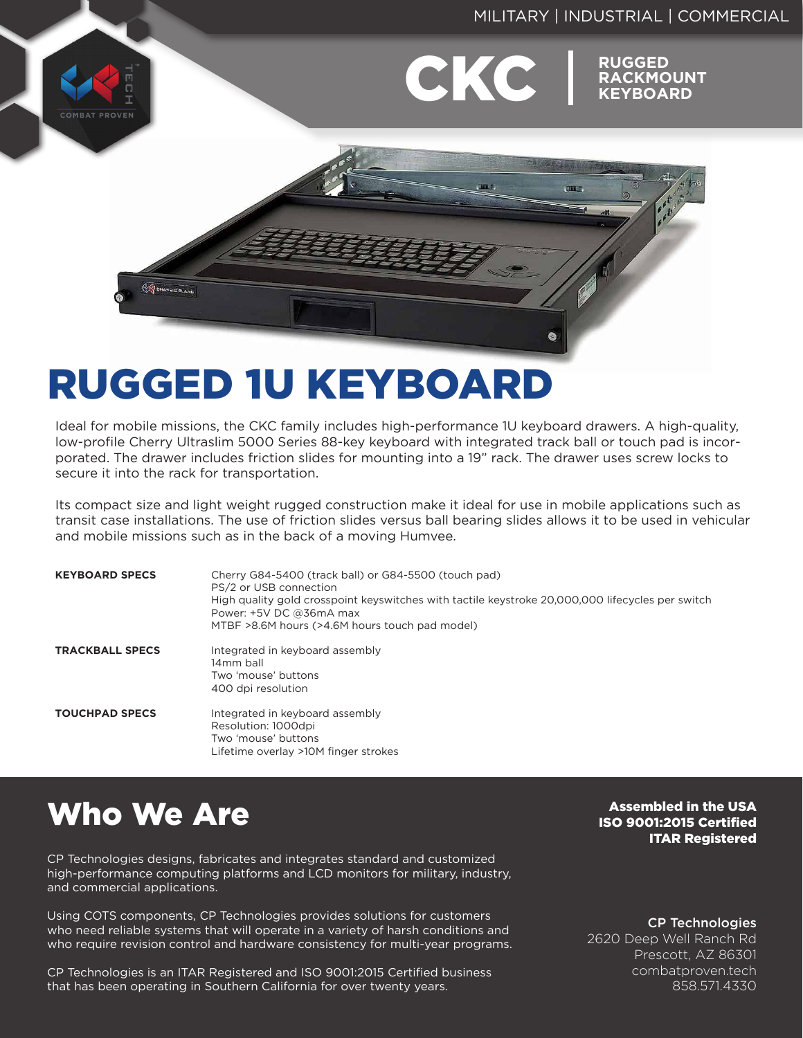MILITARY | INDUSTRIAL | COMMERCIAL

# CKC | RUGGED RACKMOUNT KEYBOARD

# RUGGED 1U KEYBOARD

Ideal for mobile missions, the CKC family includes high-performance 1U keyboard drawers. A high-quality, low-profile Cherry Ultraslim 5000 Series 88-key keyboard with integrated track ball or touch pad is incorporated. The drawer includes friction slides for mounting into a 19" rack. The drawer uses screw locks to secure it into the rack for transportation.

Its compact size and light weight rugged construction make it ideal for use in mobile applications such as transit case installations. The use of friction slides versus ball bearing slides allows it to be used in vehicular and mobile missions such as in the back of a moving Humvee.

| | |
|---|---|
| **KEYBOARD SPECS** | Cherry G84-5400 (track ball) or G84-5500 (touch pad)<br>PS/2 or USB connection<br>High quality gold crosspoint keyswitches with tactile keystroke 20,000,000 lifecycles per switch<br>Power: +5V DC @36mA max<br>MTBF >8.6M hours (>4.6M hours touch pad model) |
| **TRACKBALL SPECS** | Integrated in keyboard assembly<br>14mm ball<br>Two 'mouse' buttons<br>400 dpi resolution |
| **TOUCHPAD SPECS** | Integrated in keyboard assembly<br>Resolution: 1000dpi<br>Two 'mouse' buttons<br>Lifetime overlay >10M finger strokes |

## Who We Are

CP Technologies designs, fabricates and integrates standard and customized high-performance computing platforms and LCD monitors for military, industry, and commercial applications.

Using COTS components, CP Technologies provides solutions for customers who need reliable systems that will operate in a variety of harsh conditions and who require revision control and hardware consistency for multi-year programs.

CP Technologies is an ITAR Registered and ISO 9001:2015 Certified business that has been operating in Southern California for over twenty years.

**Assembled in the USA**
**ISO 9001:2015 Certified**
**ITAR Registered**

**CP Technologies**
2620 Deep Well Ranch Rd
Prescott, AZ 86301
combatproven.tech
858.571.4330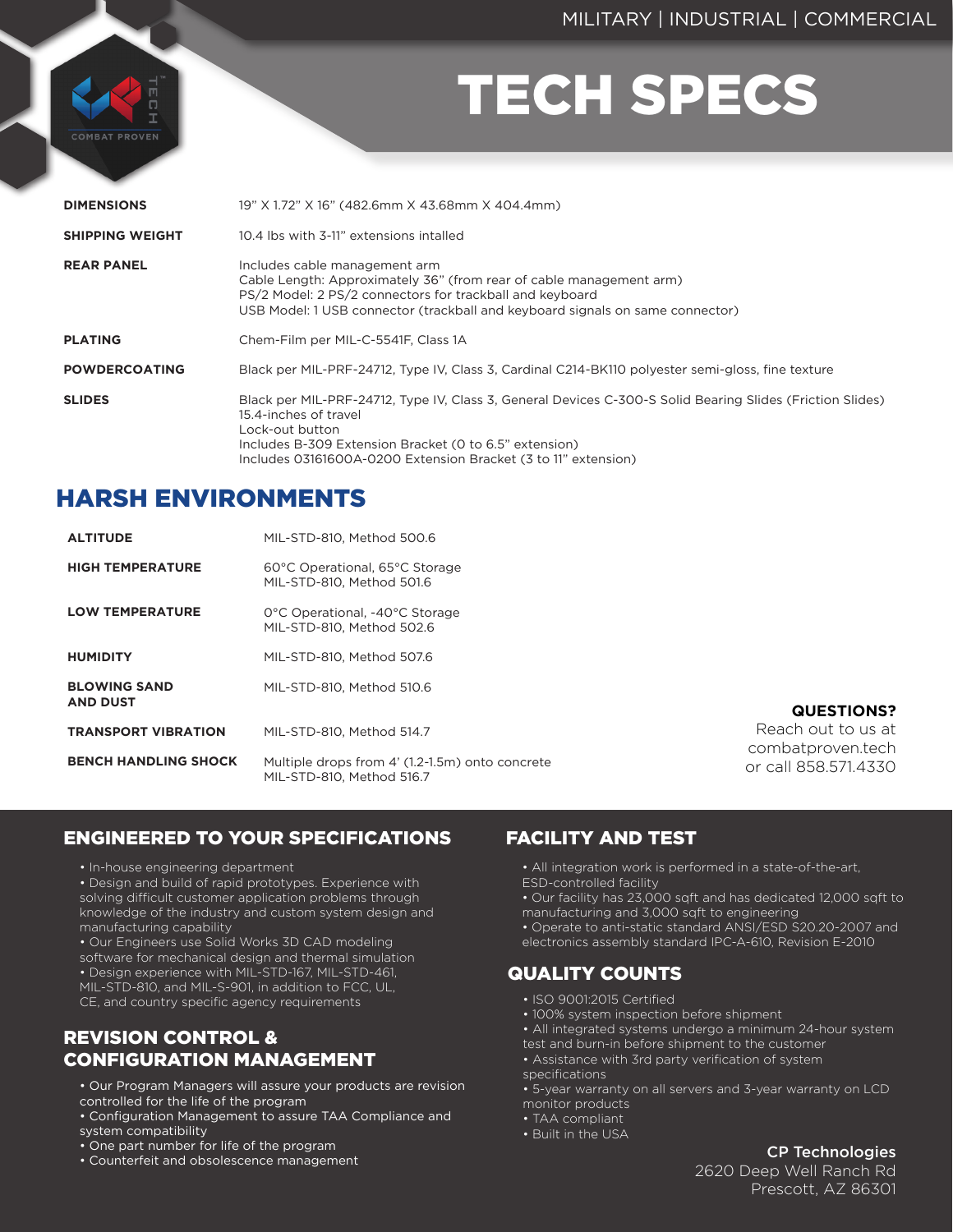MILITARY | INDUSTRIAL | COMMERCIAL

# TECH SPECS

| | |
|---|---|
| **DIMENSIONS** | 19" X 1.72" X 16" (482.6mm X 43.68mm X 404.4mm) |
| **SHIPPING WEIGHT** | 10.4 lbs with 3-11" extensions intalled |
| **REAR PANEL** | Includes cable management arm<br>Cable Length: Approximately 36" (from rear of cable management arm)<br>PS/2 Model: 2 PS/2 connectors for trackball and keyboard<br>USB Model: 1 USB connector (trackball and keyboard signals on same connector) |
| **PLATING** | Chem-Film per MIL-C-5541F, Class 1A |
| **POWDERCOATING** | Black per MIL-PRF-24712, Type IV, Class 3, Cardinal C214-BK110 polyester semi-gloss, fine texture |
| **SLIDES** | Black per MIL-PRF-24712, Type IV, Class 3, General Devices C-300-S Solid Bearing Slides (Friction Slides)<br>15.4-inches of travel<br>Lock-out button<br>Includes B-309 Extension Bracket (0 to 6.5" extension)<br>Includes 03161600A-0200 Extension Bracket (3 to 11" extension) |

## HARSH ENVIRONMENTS

| | |
|---|---|
| **ALTITUDE** | MIL-STD-810, Method 500.6 |
| **HIGH TEMPERATURE** | 60°C Operational, 65°C Storage<br>MIL-STD-810, Method 501.6 |
| **LOW TEMPERATURE** | 0°C Operational, -40°C Storage<br>MIL-STD-810, Method 502.6 |
| **HUMIDITY** | MIL-STD-810, Method 507.6 |
| **BLOWING SAND AND DUST** | MIL-STD-810, Method 510.6 |
| **TRANSPORT VIBRATION** | MIL-STD-810, Method 514.7 |
| **BENCH HANDLING SHOCK** | Multiple drops from 4' (1.2-1.5m) onto concrete<br>MIL-STD-810, Method 516.7 |

**QUESTIONS?**
Reach out to us at combatproven.tech or call 858.571.4330

## ENGINEERED TO YOUR SPECIFICATIONS

- In-house engineering department
- Design and build of rapid prototypes. Experience with solving difficult customer application problems through knowledge of the industry and custom system design and manufacturing capability
- Our Engineers use Solid Works 3D CAD modeling software for mechanical design and thermal simulation
- Design experience with MIL-STD-167, MIL-STD-461, MIL-STD-810, and MIL-S-901, in addition to FCC, UL, CE, and country specific agency requirements

## REVISION CONTROL & CONFIGURATION MANAGEMENT

- Our Program Managers will assure your products are revision controlled for the life of the program
- Configuration Management to assure TAA Compliance and system compatibility
- One part number for life of the program
- Counterfeit and obsolescence management

## FACILITY AND TEST

- All integration work is performed in a state-of-the-art, ESD-controlled facility
- Our facility has 23,000 sqft and has dedicated 12,000 sqft to manufacturing and 3,000 sqft to engineering
- Operate to anti-static standard ANSI/ESD S20.20-2007 and electronics assembly standard IPC-A-610, Revision E-2010

## QUALITY COUNTS

- ISO 9001:2015 Certified
- 100% system inspection before shipment
- All integrated systems undergo a minimum 24-hour system test and burn-in before shipment to the customer
- Assistance with 3rd party verification of system specifications
- 5-year warranty on all servers and 3-year warranty on LCD monitor products
- TAA compliant
- Built in the USA

**CP Technologies**
2620 Deep Well Ranch Rd
Prescott, AZ 86301